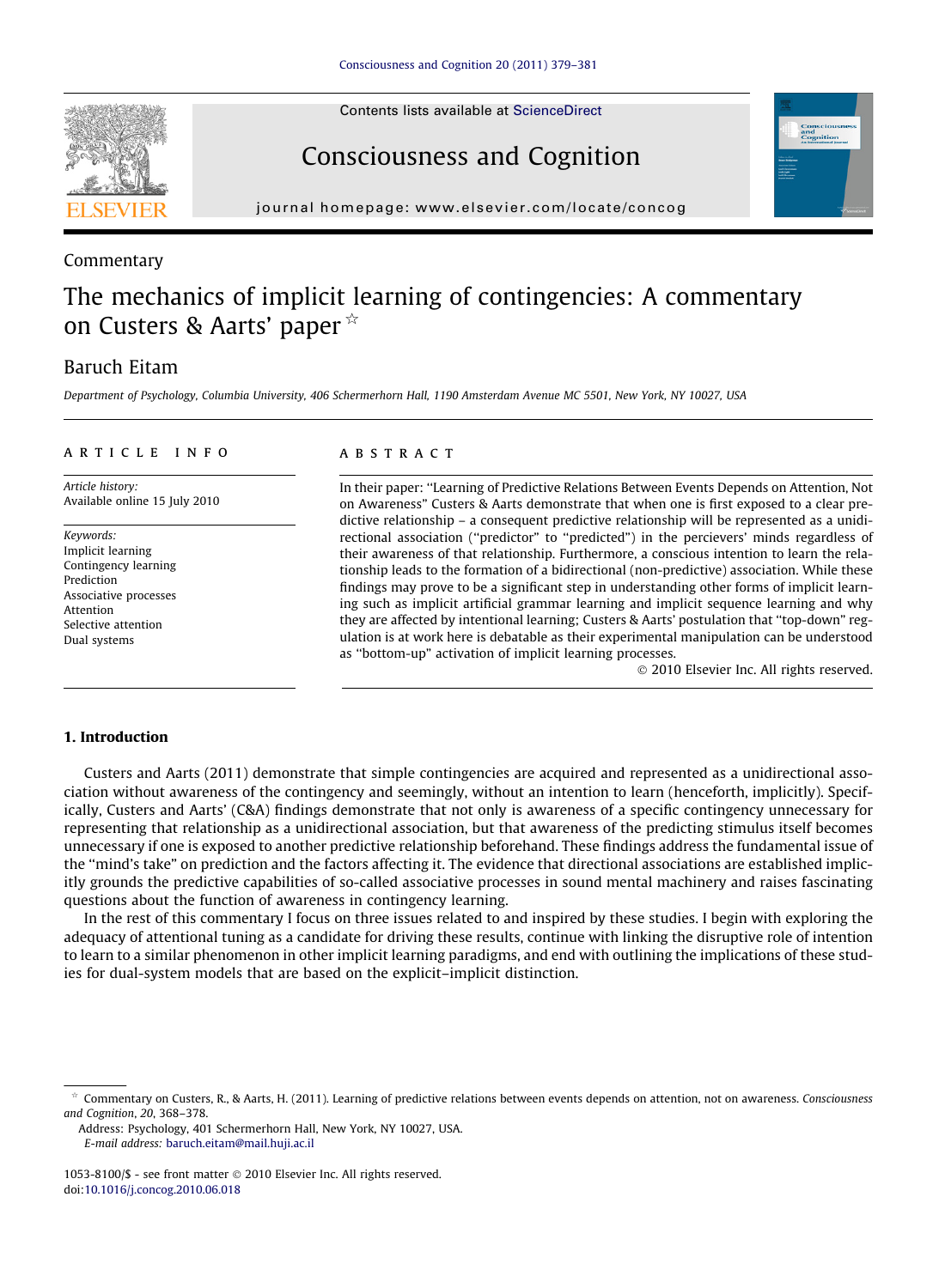Commentary

# The mechanics of implicit learning of contingencies: A commentary on Custers & Aarts' paper ☆

Baruch Eitam

*Department of Psychology, Columbia University, 406 Schermerhorn Hall, 1190 Amsterdam Avenue MC 5501, New York, NY 10027, USA*

ARTICLE INFO

*Article history:*
Available online 15 July 2010

*Keywords:*
Implicit learning
Contingency learning
Prediction
Associative processes
Attention
Selective attention
Dual systems

ABSTRACT

In their paper: "Learning of Predictive Relations Between Events Depends on Attention, Not on Awareness" Custers & Aarts demonstrate that when one is first exposed to a clear predictive relationship – a consequent predictive relationship will be represented as a unidirectional association ("predictor" to "predicted") in the percievers' minds regardless of their awareness of that relationship. Furthermore, a conscious intention to learn the relationship leads to the formation of a bidirectional (non-predictive) association. While these findings may prove to be a significant step in understanding other forms of implicit learning such as implicit artificial grammar learning and implicit sequence learning and why they are affected by intentional learning; Custers & Aarts' postulation that "top-down" regulation is at work here is debatable as their experimental manipulation can be understood as "bottom-up" activation of implicit learning processes.

© 2010 Elsevier Inc. All rights reserved.

## 1. Introduction

Custers and Aarts (2011) demonstrate that simple contingencies are acquired and represented as a unidirectional association without awareness of the contingency and seemingly, without an intention to learn (henceforth, implicitly). Specifically, Custers and Aarts' (C&A) findings demonstrate that not only is awareness of a specific contingency unnecessary for representing that relationship as a unidirectional association, but that awareness of the predicting stimulus itself becomes unnecessary if one is exposed to another predictive relationship beforehand. These findings address the fundamental issue of the "mind's take" on prediction and the factors affecting it. The evidence that directional associations are established implicitly grounds the predictive capabilities of so-called associative processes in sound mental machinery and raises fascinating questions about the function of awareness in contingency learning.

In the rest of this commentary I focus on three issues related to and inspired by these studies. I begin with exploring the adequacy of attentional tuning as a candidate for driving these results, continue with linking the disruptive role of intention to learn to a similar phenomenon in other implicit learning paradigms, and end with outlining the implications of these studies for dual-system models that are based on the explicit–implicit distinction.

☆ Commentary on Custers, R., & Aarts, H. (2011). Learning of predictive relations between events depends on attention, not on awareness. *Consciousness and Cognition*, *20*, 368–378.

Address: Psychology, 401 Schermerhorn Hall, New York, NY 10027, USA.
*E-mail address:* baruch.eitam@mail.huji.ac.il

1053-8100/$ - see front matter © 2010 Elsevier Inc. All rights reserved.
doi:10.1016/j.concog.2010.06.018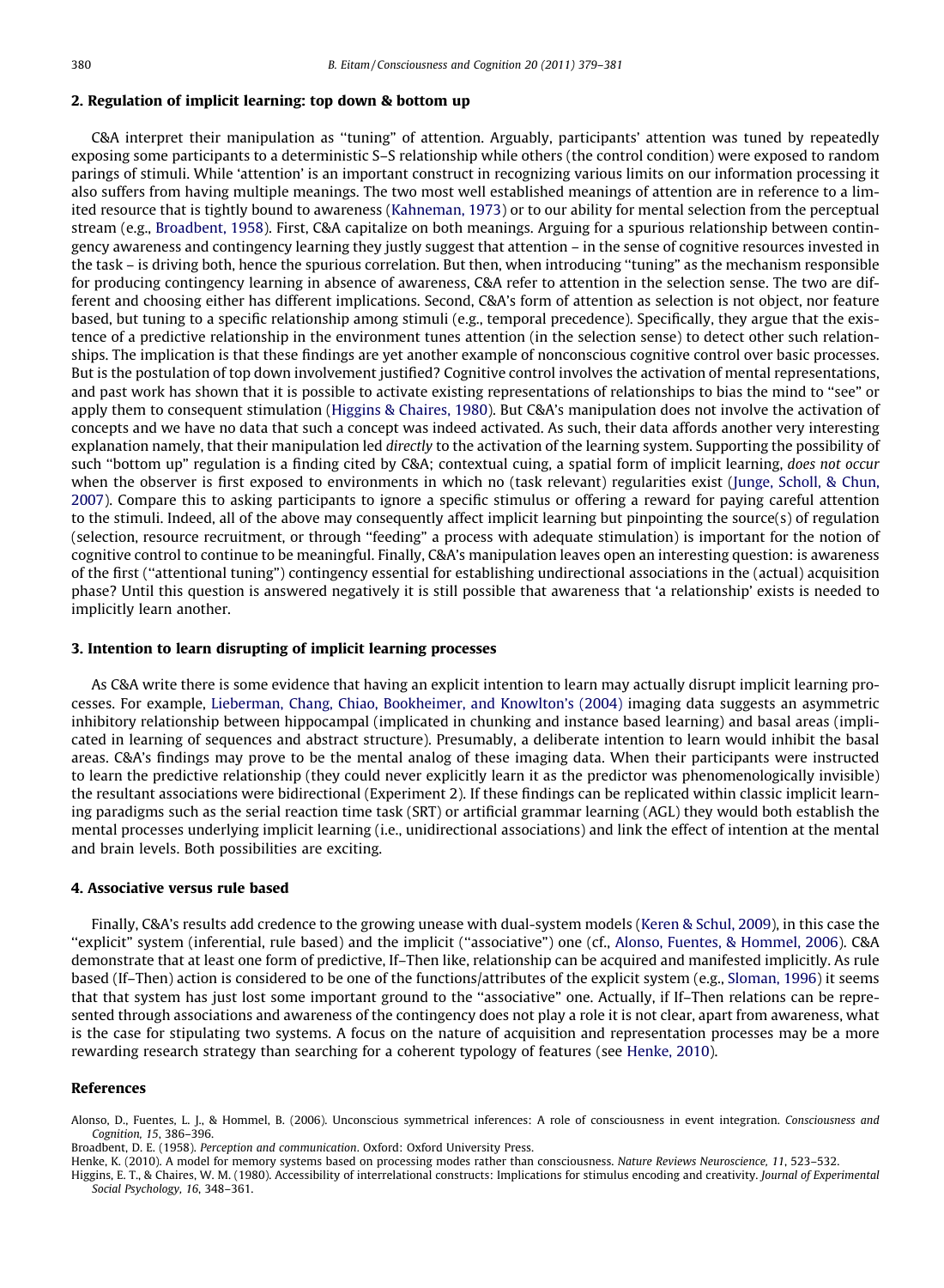## 2. Regulation of implicit learning: top down & bottom up

C&A interpret their manipulation as "tuning" of attention. Arguably, participants' attention was tuned by repeatedly exposing some participants to a deterministic S–S relationship while others (the control condition) were exposed to random parings of stimuli. While 'attention' is an important construct in recognizing various limits on our information processing it also suffers from having multiple meanings. The two most well established meanings of attention are in reference to a limited resource that is tightly bound to awareness (Kahneman, 1973) or to our ability for mental selection from the perceptual stream (e.g., Broadbent, 1958). First, C&A capitalize on both meanings. Arguing for a spurious relationship between contingency awareness and contingency learning they justly suggest that attention – in the sense of cognitive resources invested in the task – is driving both, hence the spurious correlation. But then, when introducing "tuning" as the mechanism responsible for producing contingency learning in absence of awareness, C&A refer to attention in the selection sense. The two are different and choosing either has different implications. Second, C&A's form of attention as selection is not object, nor feature based, but tuning to a specific relationship among stimuli (e.g., temporal precedence). Specifically, they argue that the existence of a predictive relationship in the environment tunes attention (in the selection sense) to detect other such relationships. The implication is that these findings are yet another example of nonconscious cognitive control over basic processes. But is the postulation of top down involvement justified? Cognitive control involves the activation of mental representations, and past work has shown that it is possible to activate existing representations of relationships to bias the mind to "see" or apply them to consequent stimulation (Higgins & Chaires, 1980). But C&A's manipulation does not involve the activation of concepts and we have no data that such a concept was indeed activated. As such, their data affords another very interesting explanation namely, that their manipulation led *directly* to the activation of the learning system. Supporting the possibility of such "bottom up" regulation is a finding cited by C&A; contextual cuing, a spatial form of implicit learning, *does not occur* when the observer is first exposed to environments in which no (task relevant) regularities exist (Junge, Scholl, & Chun, 2007). Compare this to asking participants to ignore a specific stimulus or offering a reward for paying careful attention to the stimuli. Indeed, all of the above may consequently affect implicit learning but pinpointing the source(s) of regulation (selection, resource recruitment, or through "feeding" a process with adequate stimulation) is important for the notion of cognitive control to continue to be meaningful. Finally, C&A's manipulation leaves open an interesting question: is awareness of the first ("attentional tuning") contingency essential for establishing undirectional associations in the (actual) acquisition phase? Until this question is answered negatively it is still possible that awareness that 'a relationship' exists is needed to implicitly learn another.

## 3. Intention to learn disrupting of implicit learning processes

As C&A write there is some evidence that having an explicit intention to learn may actually disrupt implicit learning processes. For example, Lieberman, Chang, Chiao, Bookheimer, and Knowlton's (2004) imaging data suggests an asymmetric inhibitory relationship between hippocampal (implicated in chunking and instance based learning) and basal areas (implicated in learning of sequences and abstract structure). Presumably, a deliberate intention to learn would inhibit the basal areas. C&A's findings may prove to be the mental analog of these imaging data. When their participants were instructed to learn the predictive relationship (they could never explicitly learn it as the predictor was phenomenologically invisible) the resultant associations were bidirectional (Experiment 2). If these findings can be replicated within classic implicit learning paradigms such as the serial reaction time task (SRT) or artificial grammar learning (AGL) they would both establish the mental processes underlying implicit learning (i.e., unidirectional associations) and link the effect of intention at the mental and brain levels. Both possibilities are exciting.

## 4. Associative versus rule based

Finally, C&A's results add credence to the growing unease with dual-system models (Keren & Schul, 2009), in this case the "explicit" system (inferential, rule based) and the implicit ("associative") one (cf., Alonso, Fuentes, & Hommel, 2006). C&A demonstrate that at least one form of predictive, If–Then like, relationship can be acquired and manifested implicitly. As rule based (If–Then) action is considered to be one of the functions/attributes of the explicit system (e.g., Sloman, 1996) it seems that that system has just lost some important ground to the "associative" one. Actually, if If–Then relations can be represented through associations and awareness of the contingency does not play a role it is not clear, apart from awareness, what is the case for stipulating two systems. A focus on the nature of acquisition and representation processes may be a more rewarding research strategy than searching for a coherent typology of features (see Henke, 2010).

## References

Alonso, D., Fuentes, L. J., & Hommel, B. (2006). Unconscious symmetrical inferences: A role of consciousness in event integration. *Consciousness and Cognition, 15*, 386–396.

Broadbent, D. E. (1958). *Perception and communication*. Oxford: Oxford University Press.

Henke, K. (2010). A model for memory systems based on processing modes rather than consciousness. *Nature Reviews Neuroscience, 11*, 523–532.

Higgins, E. T., & Chaires, W. M. (1980). Accessibility of interrelational constructs: Implications for stimulus encoding and creativity. *Journal of Experimental Social Psychology, 16*, 348–361.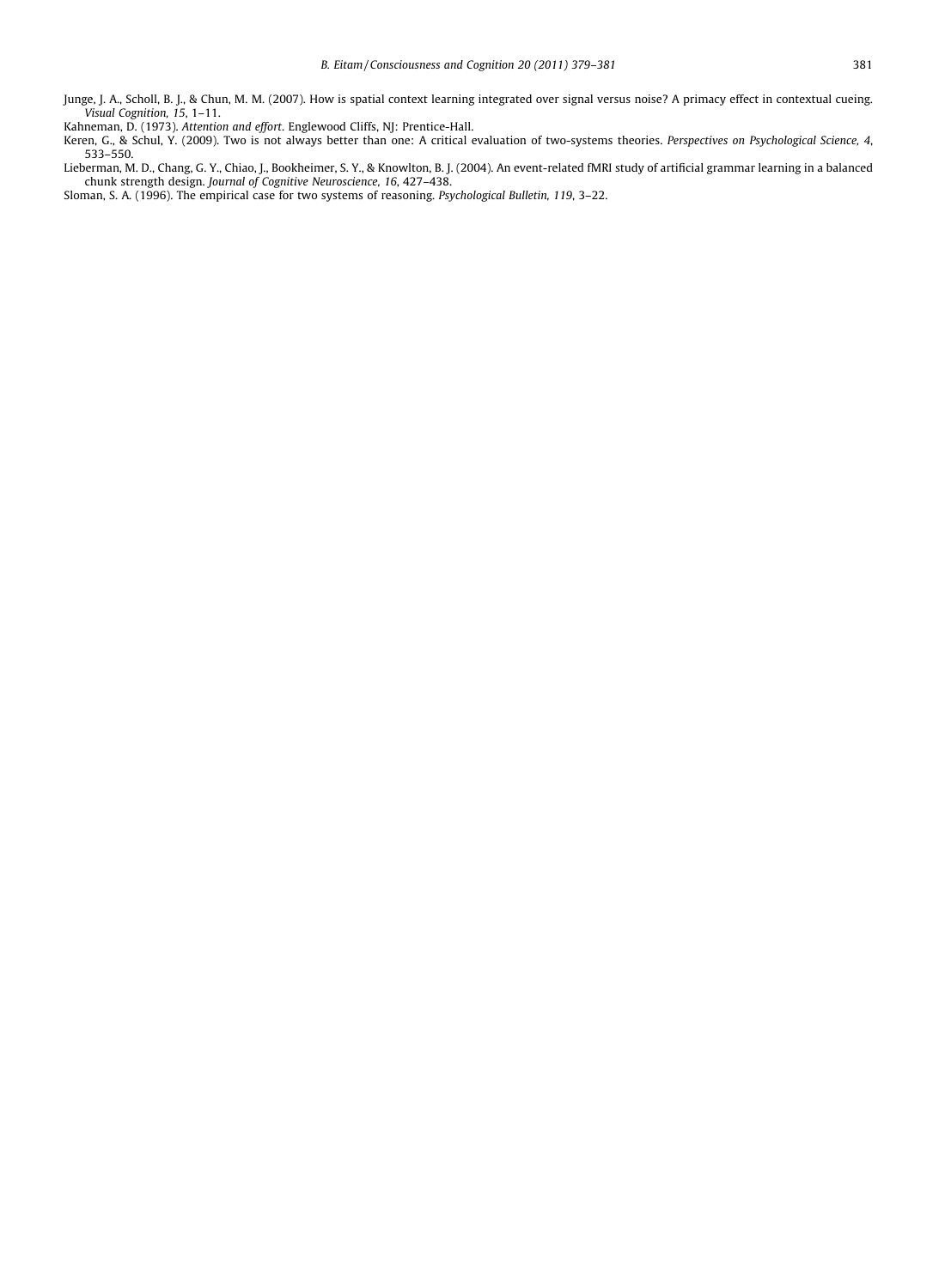Junge, J. A., Scholl, B. J., & Chun, M. M. (2007). How is spatial context learning integrated over signal versus noise? A primacy effect in contextual cueing. *Visual Cognition, 15*, 1–11.

Kahneman, D. (1973). *Attention and effort*. Englewood Cliffs, NJ: Prentice-Hall.

Keren, G., & Schul, Y. (2009). Two is not always better than one: A critical evaluation of two-systems theories. *Perspectives on Psychological Science, 4*, 533–550.

Lieberman, M. D., Chang, G. Y., Chiao, J., Bookheimer, S. Y., & Knowlton, B. J. (2004). An event-related fMRI study of artificial grammar learning in a balanced chunk strength design. *Journal of Cognitive Neuroscience, 16*, 427–438.

Sloman, S. A. (1996). The empirical case for two systems of reasoning. *Psychological Bulletin, 119*, 3–22.